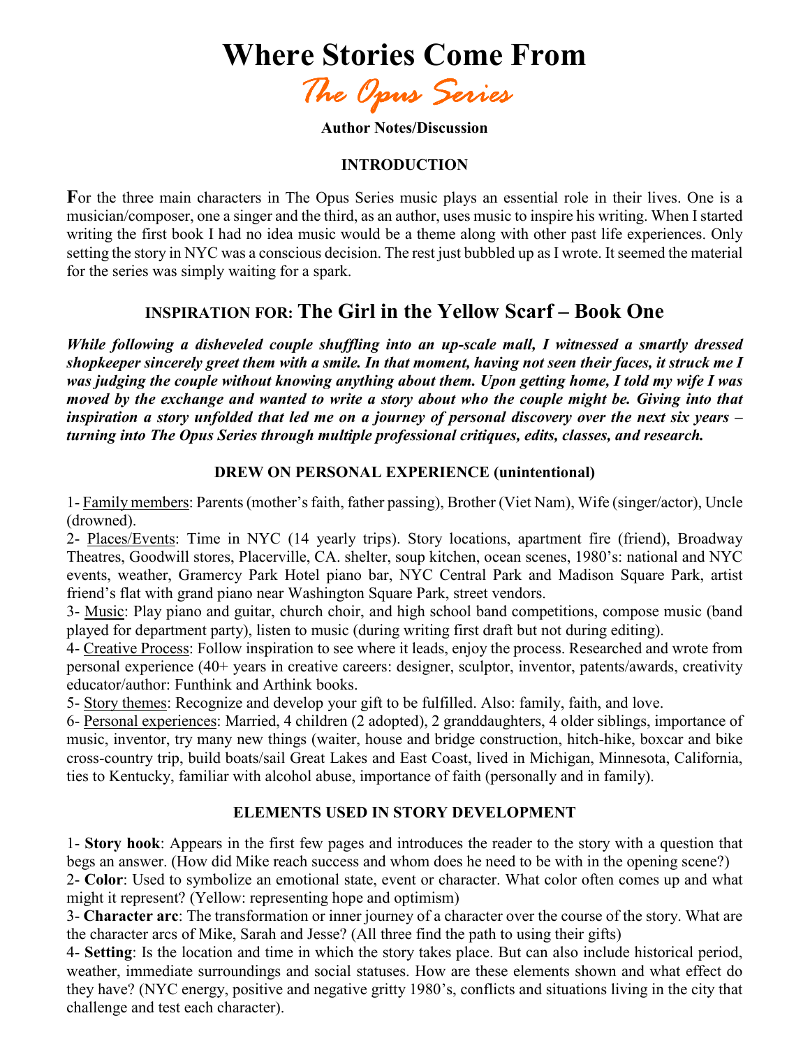# Where Stories Come From

## *The Opus Series*

**Author Notes/Discussion**

### INTRODUCTION

**F**or the three main characters in The Opus Series music plays an essential role in their lives. One is a musician/composer, one a singer and the third, as an author, uses music to inspire his writing. When I started writing the first book I had no idea music would be a theme along with other past life experiences. Only setting the story in NYC was a conscious decision. The rest just bubbled up as I wrote. It seemed the material for the series was simply waiting for a spark.

## INSPIRATION FOR: The Girl in the Yellow Scarf – Book One

***While following a disheveled couple shuffling into an up-scale mall, I witnessed a smartly dressed shopkeeper sincerely greet them with a smile. In that moment, having not seen their faces, it struck me I was judging the couple without knowing anything about them. Upon getting home, I told my wife I was moved by the exchange and wanted to write a story about who the couple might be. Giving into that inspiration a story unfolded that led me on a journey of personal discovery over the next six years – turning into The Opus Series through multiple professional critiques, edits, classes, and research.***

### DREW ON PERSONAL EXPERIENCE (unintentional)

1- Family members: Parents (mother's faith, father passing), Brother (Viet Nam), Wife (singer/actor), Uncle (drowned).
2- Places/Events: Time in NYC (14 yearly trips). Story locations, apartment fire (friend), Broadway Theatres, Goodwill stores, Placerville, CA. shelter, soup kitchen, ocean scenes, 1980's: national and NYC events, weather, Gramercy Park Hotel piano bar, NYC Central Park and Madison Square Park, artist friend's flat with grand piano near Washington Square Park, street vendors.
3- Music: Play piano and guitar, church choir, and high school band competitions, compose music (band played for department party), listen to music (during writing first draft but not during editing).
4- Creative Process: Follow inspiration to see where it leads, enjoy the process. Researched and wrote from personal experience (40+ years in creative careers: designer, sculptor, inventor, patents/awards, creativity educator/author: Funthink and Arthink books.
5- Story themes: Recognize and develop your gift to be fulfilled. Also: family, faith, and love.
6- Personal experiences: Married, 4 children (2 adopted), 2 granddaughters, 4 older siblings, importance of music, inventor, try many new things (waiter, house and bridge construction, hitch-hike, boxcar and bike cross-country trip, build boats/sail Great Lakes and East Coast, lived in Michigan, Minnesota, California, ties to Kentucky, familiar with alcohol abuse, importance of faith (personally and in family).

### ELEMENTS USED IN STORY DEVELOPMENT

1- **Story hook**: Appears in the first few pages and introduces the reader to the story with a question that begs an answer. (How did Mike reach success and whom does he need to be with in the opening scene?)
2- **Color**: Used to symbolize an emotional state, event or character. What color often comes up and what might it represent? (Yellow: representing hope and optimism)
3- **Character arc**: The transformation or inner journey of a character over the course of the story. What are the character arcs of Mike, Sarah and Jesse? (All three find the path to using their gifts)
4- **Setting**: Is the location and time in which the story takes place. But can also include historical period, weather, immediate surroundings and social statuses. How are these elements shown and what effect do they have? (NYC energy, positive and negative gritty 1980's, conflicts and situations living in the city that challenge and test each character).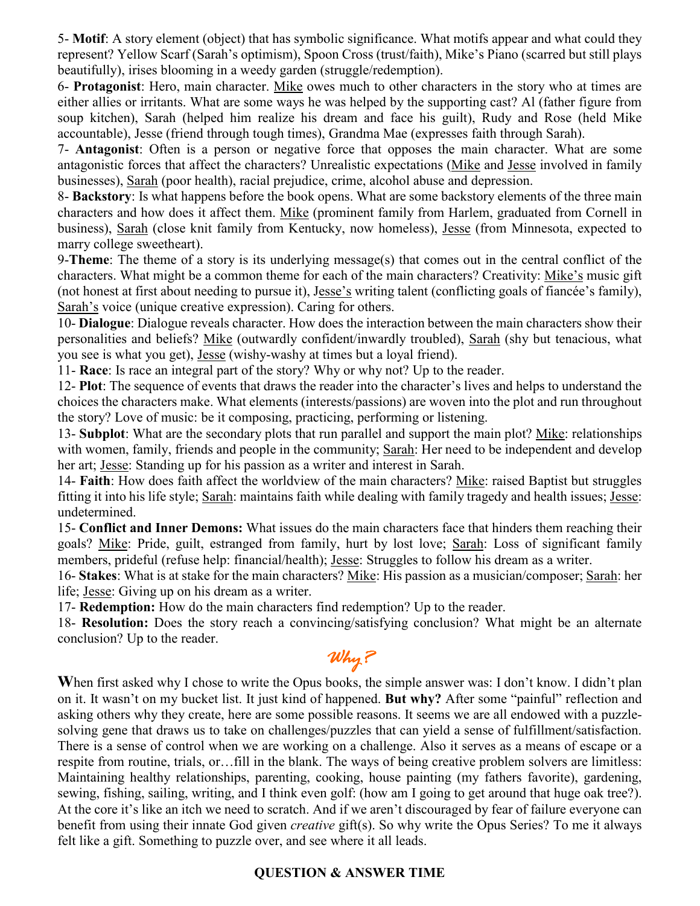5- **Motif**: A story element (object) that has symbolic significance. What motifs appear and what could they represent? Yellow Scarf (Sarah's optimism), Spoon Cross (trust/faith), Mike's Piano (scarred but still plays beautifully), irises blooming in a weedy garden (struggle/redemption).

6- **Protagonist**: Hero, main character. Mike owes much to other characters in the story who at times are either allies or irritants. What are some ways he was helped by the supporting cast? Al (father figure from soup kitchen), Sarah (helped him realize his dream and face his guilt), Rudy and Rose (held Mike accountable), Jesse (friend through tough times), Grandma Mae (expresses faith through Sarah).

7- **Antagonist**: Often is a person or negative force that opposes the main character. What are some antagonistic forces that affect the characters? Unrealistic expectations (Mike and Jesse involved in family businesses), Sarah (poor health), racial prejudice, crime, alcohol abuse and depression.

8- **Backstory**: Is what happens before the book opens. What are some backstory elements of the three main characters and how does it affect them. Mike (prominent family from Harlem, graduated from Cornell in business), Sarah (close knit family from Kentucky, now homeless), Jesse (from Minnesota, expected to marry college sweetheart).

9-**Theme**: The theme of a story is its underlying message(s) that comes out in the central conflict of the characters. What might be a common theme for each of the main characters? Creativity: Mike's music gift (not honest at first about needing to pursue it), Jesse's writing talent (conflicting goals of fiancée's family), Sarah's voice (unique creative expression). Caring for others.

10- **Dialogue**: Dialogue reveals character. How does the interaction between the main characters show their personalities and beliefs? Mike (outwardly confident/inwardly troubled), Sarah (shy but tenacious, what you see is what you get), Jesse (wishy-washy at times but a loyal friend).

11- **Race**: Is race an integral part of the story? Why or why not? Up to the reader.

12- **Plot**: The sequence of events that draws the reader into the character's lives and helps to understand the choices the characters make. What elements (interests/passions) are woven into the plot and run throughout the story? Love of music: be it composing, practicing, performing or listening.

13- **Subplot**: What are the secondary plots that run parallel and support the main plot? Mike: relationships with women, family, friends and people in the community; Sarah: Her need to be independent and develop her art; Jesse: Standing up for his passion as a writer and interest in Sarah.

14- **Faith**: How does faith affect the worldview of the main characters? Mike: raised Baptist but struggles fitting it into his life style; Sarah: maintains faith while dealing with family tragedy and health issues; Jesse: undetermined.

15- **Conflict and Inner Demons:** What issues do the main characters face that hinders them reaching their goals? Mike: Pride, guilt, estranged from family, hurt by lost love; Sarah: Loss of significant family members, prideful (refuse help: financial/health); Jesse: Struggles to follow his dream as a writer.

16- **Stakes**: What is at stake for the main characters? Mike: His passion as a musician/composer; Sarah: her life; Jesse: Giving up on his dream as a writer.

17- **Redemption:** How do the main characters find redemption? Up to the reader.

18- **Resolution:** Does the story reach a convincing/satisfying conclusion? What might be an alternate conclusion? Up to the reader.

## *Why?*

**W**hen first asked why I chose to write the Opus books, the simple answer was: I don't know. I didn't plan on it. It wasn't on my bucket list. It just kind of happened. **But why?** After some "painful" reflection and asking others why they create, here are some possible reasons. It seems we are all endowed with a puzzle-solving gene that draws us to take on challenges/puzzles that can yield a sense of fulfillment/satisfaction. There is a sense of control when we are working on a challenge. Also it serves as a means of escape or a respite from routine, trials, or…fill in the blank. The ways of being creative problem solvers are limitless: Maintaining healthy relationships, parenting, cooking, house painting (my fathers favorite), gardening, sewing, fishing, sailing, writing, and I think even golf: (how am I going to get around that huge oak tree?). At the core it's like an itch we need to scratch. And if we aren't discouraged by fear of failure everyone can benefit from using their innate God given *creative* gift(s). So why write the Opus Series? To me it always felt like a gift. Something to puzzle over, and see where it all leads.

**QUESTION & ANSWER TIME**